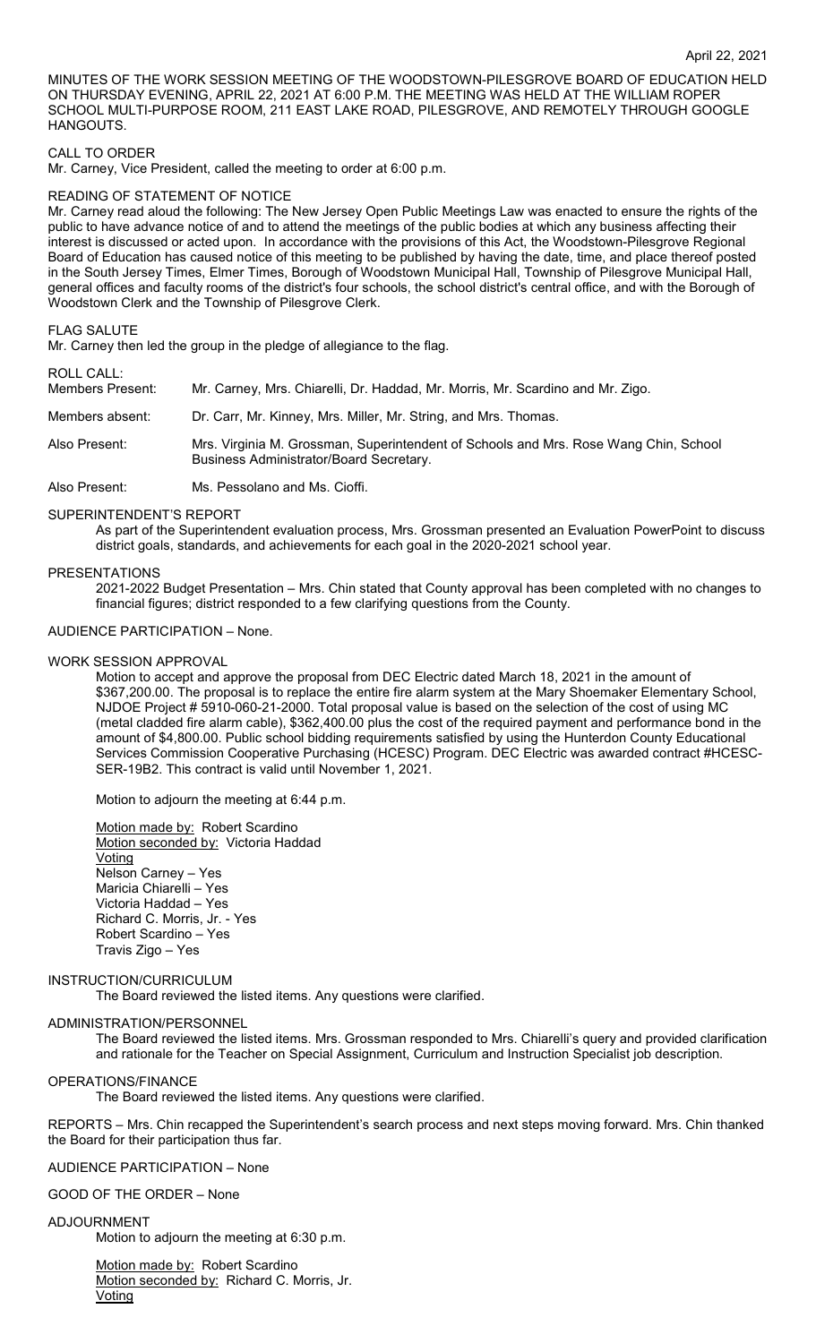April 22, 2021

MINUTES OF THE WORK SESSION MEETING OF THE WOODSTOWN-PILESGROVE BOARD OF EDUCATION HELD ON THURSDAY EVENING, APRIL 22, 2021 AT 6:00 P.M. THE MEETING WAS HELD AT THE WILLIAM ROPER SCHOOL MULTI-PURPOSE ROOM, 211 EAST LAKE ROAD, PILESGROVE, AND REMOTELY THROUGH GOOGLE HANGOUTS.

CALL TO ORDER
Mr. Carney, Vice President, called the meeting to order at 6:00 p.m.

READING OF STATEMENT OF NOTICE
Mr. Carney read aloud the following: The New Jersey Open Public Meetings Law was enacted to ensure the rights of the public to have advance notice of and to attend the meetings of the public bodies at which any business affecting their interest is discussed or acted upon. In accordance with the provisions of this Act, the Woodstown-Pilesgrove Regional Board of Education has caused notice of this meeting to be published by having the date, time, and place thereof posted in the South Jersey Times, Elmer Times, Borough of Woodstown Municipal Hall, Township of Pilesgrove Municipal Hall, general offices and faculty rooms of the district's four schools, the school district's central office, and with the Borough of Woodstown Clerk and the Township of Pilesgrove Clerk.

FLAG SALUTE
Mr. Carney then led the group in the pledge of allegiance to the flag.

ROLL CALL:

| | |
|---|---|
| Members Present: | Mr. Carney, Mrs. Chiarelli, Dr. Haddad, Mr. Morris, Mr. Scardino and Mr. Zigo. |
| Members absent: | Dr. Carr, Mr. Kinney, Mrs. Miller, Mr. String, and Mrs. Thomas. |
| Also Present: | Mrs. Virginia M. Grossman, Superintendent of Schools and Mrs. Rose Wang Chin, School Business Administrator/Board Secretary. |
| Also Present: | Ms. Pessolano and Ms. Cioffi. |

SUPERINTENDENT'S REPORT
As part of the Superintendent evaluation process, Mrs. Grossman presented an Evaluation PowerPoint to discuss district goals, standards, and achievements for each goal in the 2020-2021 school year.

PRESENTATIONS
2021-2022 Budget Presentation – Mrs. Chin stated that County approval has been completed with no changes to financial figures; district responded to a few clarifying questions from the County.

AUDIENCE PARTICIPATION – None.

WORK SESSION APPROVAL
Motion to accept and approve the proposal from DEC Electric dated March 18, 2021 in the amount of $367,200.00. The proposal is to replace the entire fire alarm system at the Mary Shoemaker Elementary School, NJDOE Project # 5910-060-21-2000. Total proposal value is based on the selection of the cost of using MC (metal cladded fire alarm cable), $362,400.00 plus the cost of the required payment and performance bond in the amount of $4,800.00. Public school bidding requirements satisfied by using the Hunterdon County Educational Services Commission Cooperative Purchasing (HCESC) Program. DEC Electric was awarded contract #HCESC-SER-19B2. This contract is valid until November 1, 2021.

Motion to adjourn the meeting at 6:44 p.m.

Motion made by: Robert Scardino
Motion seconded by: Victoria Haddad
Voting
Nelson Carney – Yes
Maricia Chiarelli – Yes
Victoria Haddad – Yes
Richard C. Morris, Jr. - Yes
Robert Scardino – Yes
Travis Zigo – Yes

INSTRUCTION/CURRICULUM
The Board reviewed the listed items. Any questions were clarified.

ADMINISTRATION/PERSONNEL
The Board reviewed the listed items. Mrs. Grossman responded to Mrs. Chiarelli's query and provided clarification and rationale for the Teacher on Special Assignment, Curriculum and Instruction Specialist job description.

OPERATIONS/FINANCE
The Board reviewed the listed items. Any questions were clarified.

REPORTS – Mrs. Chin recapped the Superintendent's search process and next steps moving forward. Mrs. Chin thanked the Board for their participation thus far.

AUDIENCE PARTICIPATION – None

GOOD OF THE ORDER – None

ADJOURNMENT
Motion to adjourn the meeting at 6:30 p.m.

Motion made by: Robert Scardino
Motion seconded by: Richard C. Morris, Jr.
Voting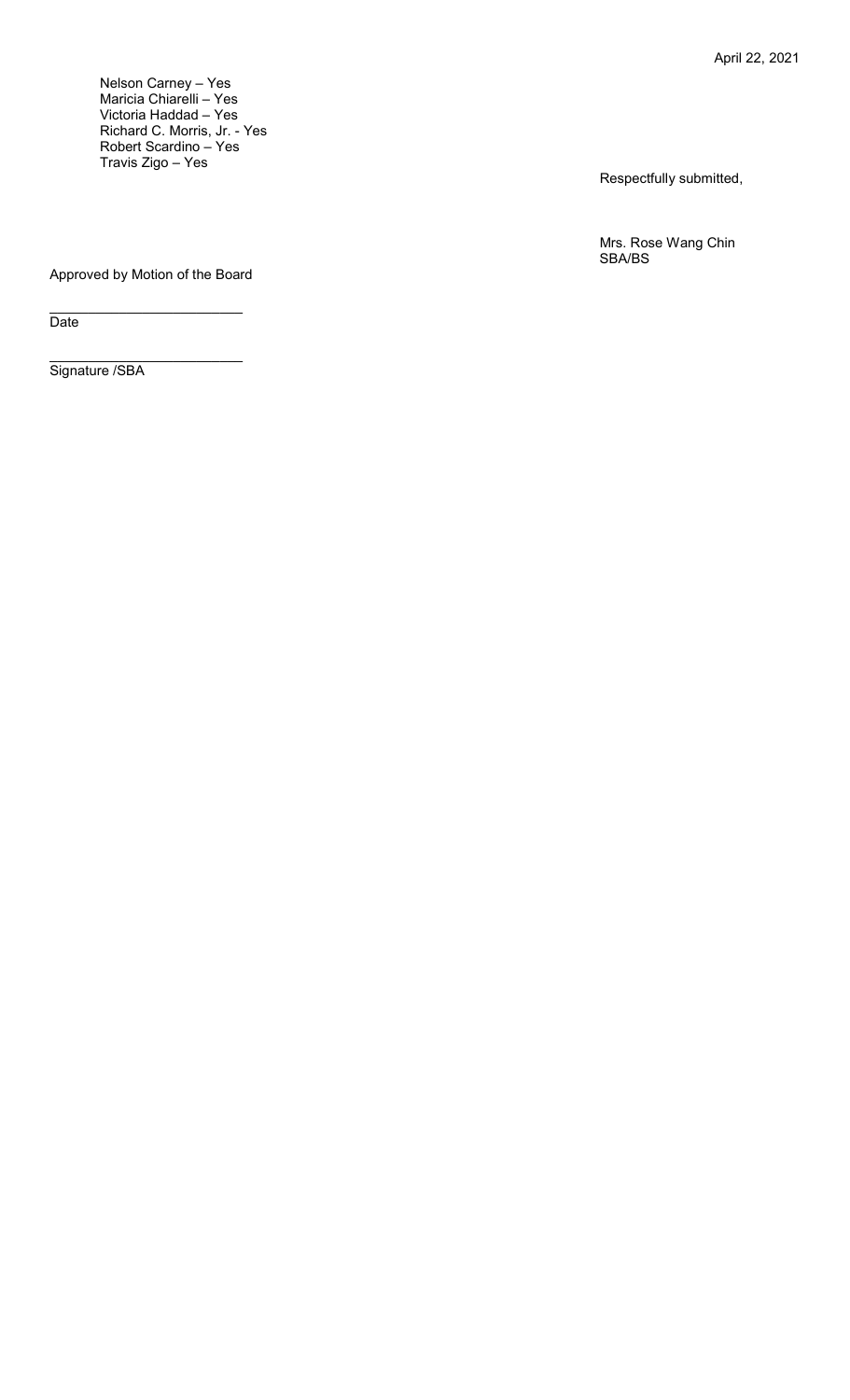Nelson Carney – Yes
Maricia Chiarelli – Yes
Victoria Haddad – Yes
Richard C. Morris, Jr. - Yes
Robert Scardino – Yes
Travis Zigo – Yes

Respectfully submitted,

Mrs. Rose Wang Chin
SBA/BS

Approved by Motion of the Board

______________________
Date

______________________
Signature /SBA